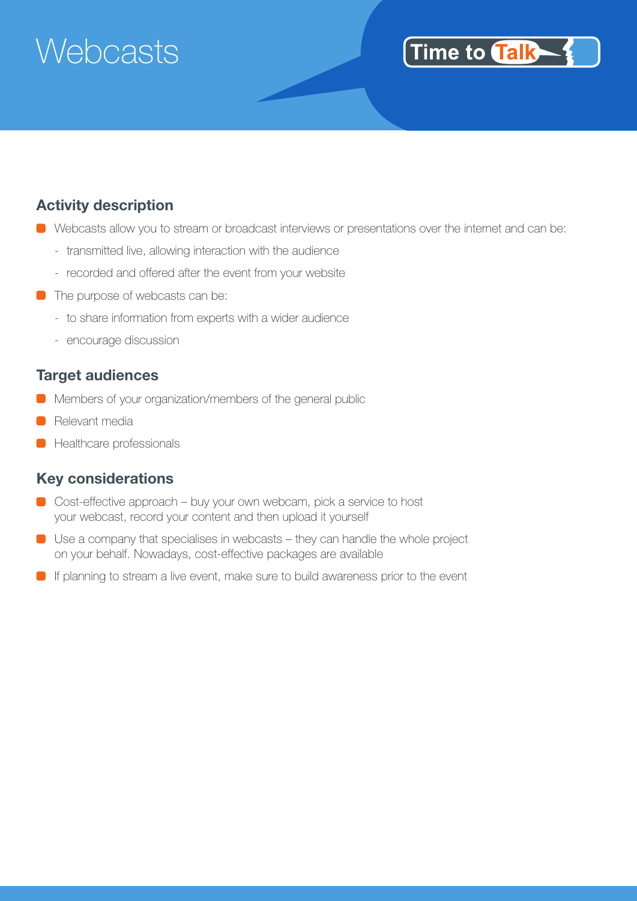# Webcasts

Time to Talk

## Activity description

- Webcasts allow you to stream or broadcast interviews or presentations over the internet and can be:
  - transmitted live, allowing interaction with the audience
  - recorded and offered after the event from your website
- The purpose of webcasts can be:
  - to share information from experts with a wider audience
  - encourage discussion

## Target audiences

- Members of your organization/members of the general public
- Relevant media
- Healthcare professionals

## Key considerations

- Cost-effective approach – buy your own webcam, pick a service to host your webcast, record your content and then upload it yourself
- Use a company that specialises in webcasts – they can handle the whole project on your behalf. Nowadays, cost-effective packages are available
- If planning to stream a live event, make sure to build awareness prior to the event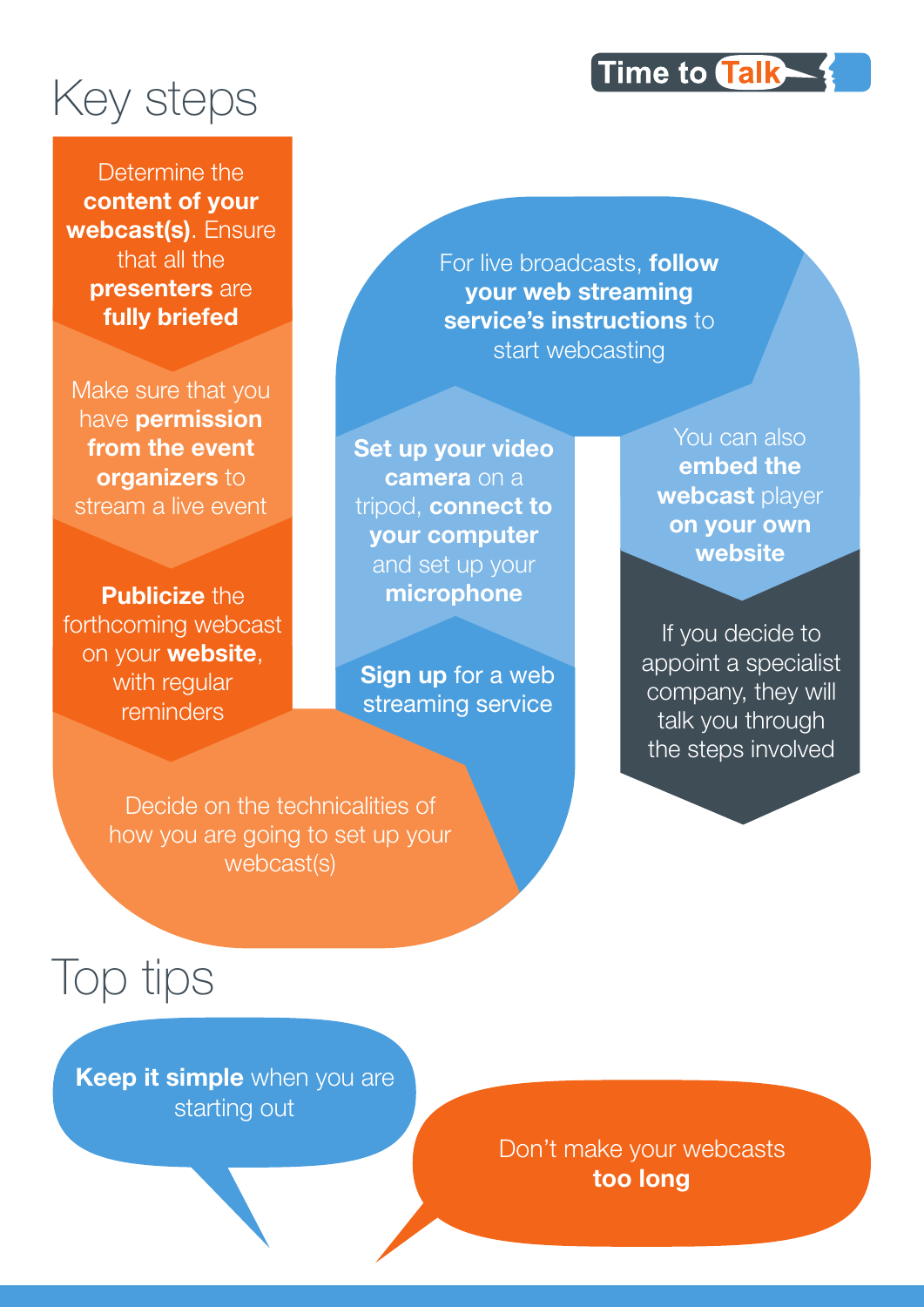# Key steps

Determine the **content of your webcast(s)**. Ensure that all the **presenters** are **fully briefed**

Make sure that you have **permission from the event organizers** to stream a live event

**Publicize** the forthcoming webcast on your **website**, with regular reminders

Decide on the technicalities of how you are going to set up your webcast(s)

**Sign up** for a web streaming service

**Set up your video camera** on a tripod, **connect to your computer** and set up your **microphone**

For live broadcasts, **follow your web streaming service's instructions** to start webcasting

You can also **embed the webcast** player **on your own website**

If you decide to appoint a specialist company, they will talk you through the steps involved

# Top tips

**Keep it simple** when you are starting out

Don't make your webcasts **too long**